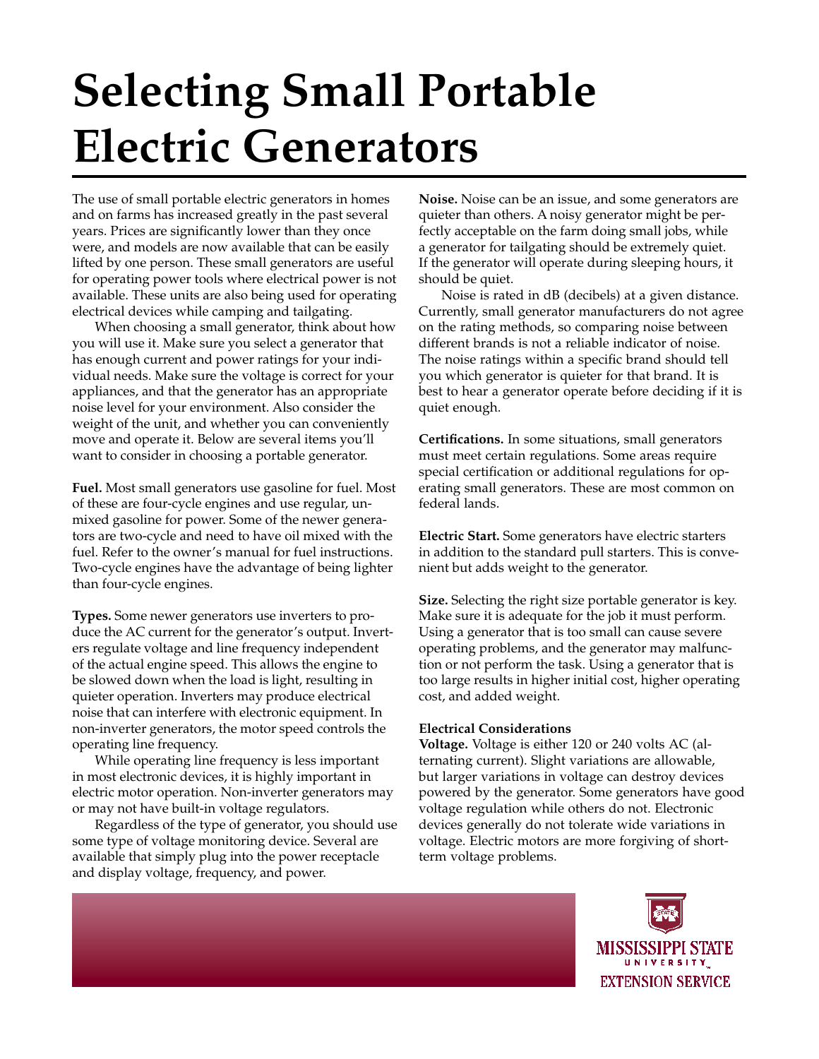# Selecting Small Portable Electric Generators

The use of small portable electric generators in homes and on farms has increased greatly in the past several years. Prices are significantly lower than they once were, and models are now available that can be easily lifted by one person. These small generators are useful for operating power tools where electrical power is not available. These units are also being used for operating electrical devices while camping and tailgating.

When choosing a small generator, think about how you will use it. Make sure you select a generator that has enough current and power ratings for your individual needs. Make sure the voltage is correct for your appliances, and that the generator has an appropriate noise level for your environment. Also consider the weight of the unit, and whether you can conveniently move and operate it. Below are several items you'll want to consider in choosing a portable generator.

**Fuel.** Most small generators use gasoline for fuel. Most of these are four-cycle engines and use regular, unmixed gasoline for power. Some of the newer generators are two-cycle and need to have oil mixed with the fuel. Refer to the owner's manual for fuel instructions. Two-cycle engines have the advantage of being lighter than four-cycle engines.

**Types.** Some newer generators use inverters to produce the AC current for the generator's output. Inverters regulate voltage and line frequency independent of the actual engine speed. This allows the engine to be slowed down when the load is light, resulting in quieter operation. Inverters may produce electrical noise that can interfere with electronic equipment. In non-inverter generators, the motor speed controls the operating line frequency.

While operating line frequency is less important in most electronic devices, it is highly important in electric motor operation. Non-inverter generators may or may not have built-in voltage regulators.

Regardless of the type of generator, you should use some type of voltage monitoring device. Several are available that simply plug into the power receptacle and display voltage, frequency, and power.

**Noise.** Noise can be an issue, and some generators are quieter than others. A noisy generator might be perfectly acceptable on the farm doing small jobs, while a generator for tailgating should be extremely quiet. If the generator will operate during sleeping hours, it should be quiet.

Noise is rated in dB (decibels) at a given distance. Currently, small generator manufacturers do not agree on the rating methods, so comparing noise between different brands is not a reliable indicator of noise. The noise ratings within a specific brand should tell you which generator is quieter for that brand. It is best to hear a generator operate before deciding if it is quiet enough.

**Certifications.** In some situations, small generators must meet certain regulations. Some areas require special certification or additional regulations for operating small generators. These are most common on federal lands.

**Electric Start.** Some generators have electric starters in addition to the standard pull starters. This is convenient but adds weight to the generator.

**Size.** Selecting the right size portable generator is key. Make sure it is adequate for the job it must perform. Using a generator that is too small can cause severe operating problems, and the generator may malfunction or not perform the task. Using a generator that is too large results in higher initial cost, higher operating cost, and added weight.

### Electrical Considerations

**Voltage.** Voltage is either 120 or 240 volts AC (alternating current). Slight variations are allowable, but larger variations in voltage can destroy devices powered by the generator. Some generators have good voltage regulation while others do not. Electronic devices generally do not tolerate wide variations in voltage. Electric motors are more forgiving of short-term voltage problems.

MISSISSIPPI STATE UNIVERSITY EXTENSION SERVICE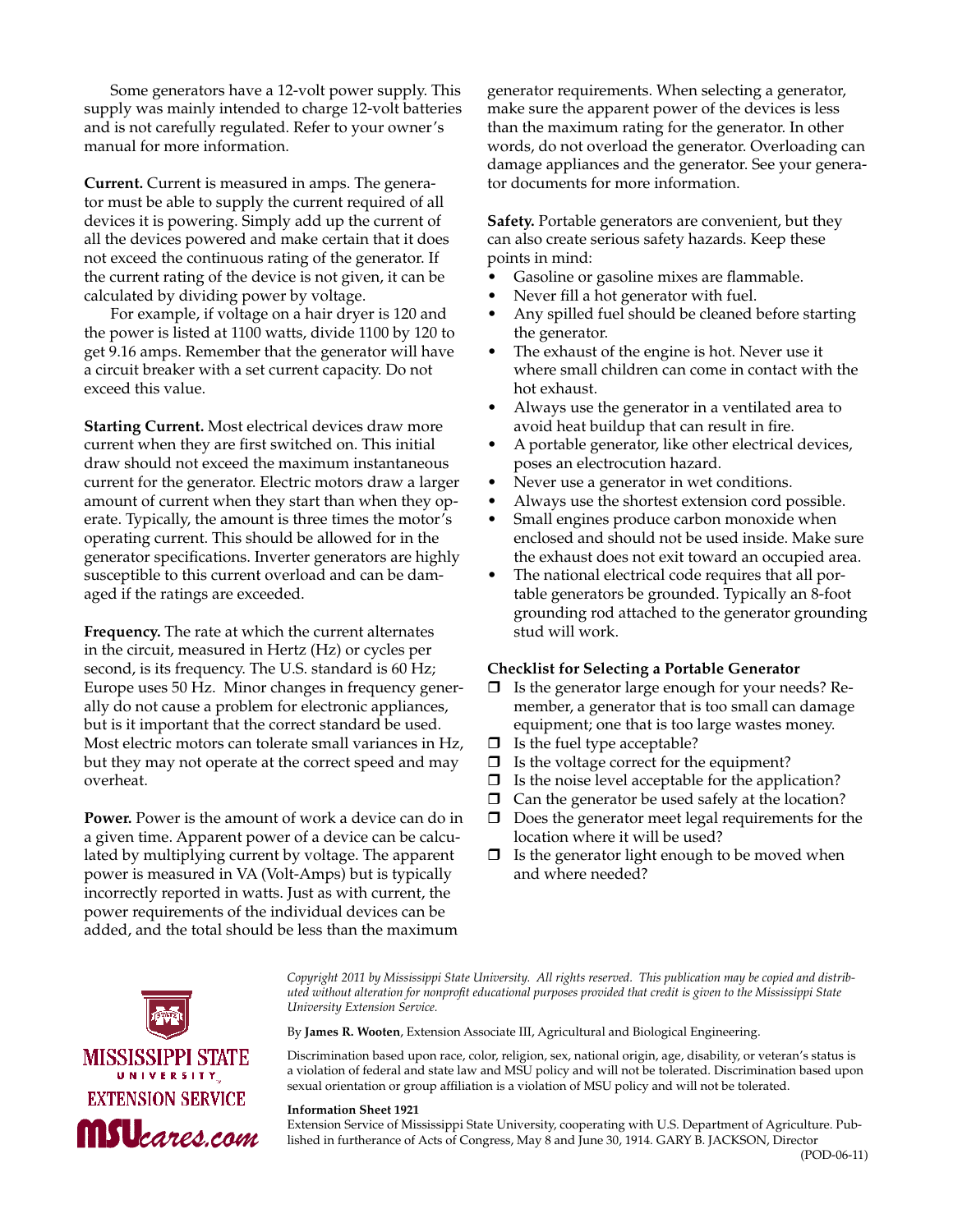Some generators have a 12-volt power supply. This supply was mainly intended to charge 12-volt batteries and is not carefully regulated. Refer to your owner's manual for more information.

**Current.** Current is measured in amps. The generator must be able to supply the current required of all devices it is powering. Simply add up the current of all the devices powered and make certain that it does not exceed the continuous rating of the generator. If the current rating of the device is not given, it can be calculated by dividing power by voltage.

For example, if voltage on a hair dryer is 120 and the power is listed at 1100 watts, divide 1100 by 120 to get 9.16 amps. Remember that the generator will have a circuit breaker with a set current capacity. Do not exceed this value.

**Starting Current.** Most electrical devices draw more current when they are first switched on. This initial draw should not exceed the maximum instantaneous current for the generator. Electric motors draw a larger amount of current when they start than when they operate. Typically, the amount is three times the motor's operating current. This should be allowed for in the generator specifications. Inverter generators are highly susceptible to this current overload and can be damaged if the ratings are exceeded.

**Frequency.** The rate at which the current alternates in the circuit, measured in Hertz (Hz) or cycles per second, is its frequency. The U.S. standard is 60 Hz; Europe uses 50 Hz. Minor changes in frequency generally do not cause a problem for electronic appliances, but is it important that the correct standard be used. Most electric motors can tolerate small variances in Hz, but they may not operate at the correct speed and may overheat.

**Power.** Power is the amount of work a device can do in a given time. Apparent power of a device can be calculated by multiplying current by voltage. The apparent power is measured in VA (Volt-Amps) but is typically incorrectly reported in watts. Just as with current, the power requirements of the individual devices can be added, and the total should be less than the maximum generator requirements. When selecting a generator, make sure the apparent power of the devices is less than the maximum rating for the generator. In other words, do not overload the generator. Overloading can damage appliances and the generator. See your generator documents for more information.

**Safety.** Portable generators are convenient, but they can also create serious safety hazards. Keep these points in mind:

- Gasoline or gasoline mixes are flammable.
- Never fill a hot generator with fuel.
- Any spilled fuel should be cleaned before starting the generator.
- The exhaust of the engine is hot. Never use it where small children can come in contact with the hot exhaust.
- Always use the generator in a ventilated area to avoid heat buildup that can result in fire.
- A portable generator, like other electrical devices, poses an electrocution hazard.
- Never use a generator in wet conditions.
- Always use the shortest extension cord possible.
- Small engines produce carbon monoxide when enclosed and should not be used inside. Make sure the exhaust does not exit toward an occupied area.
- The national electrical code requires that all portable generators be grounded. Typically an 8-foot grounding rod attached to the generator grounding stud will work.

**Checklist for Selecting a Portable Generator**

- ❐ Is the generator large enough for your needs? Remember, a generator that is too small can damage equipment; one that is too large wastes money.
- ❐ Is the fuel type acceptable?
- ❐ Is the voltage correct for the equipment?
- ❐ Is the noise level acceptable for the application?
- ❐ Can the generator be used safely at the location?
- ❐ Does the generator meet legal requirements for the location where it will be used?
- ❐ Is the generator light enough to be moved when and where needed?

MISSISSIPPI STATE UNIVERSITY EXTENSION SERVICE
MSUcares.com

*Copyright 2011 by Mississippi State University. All rights reserved. This publication may be copied and distributed without alteration for nonprofit educational purposes provided that credit is given to the Mississippi State University Extension Service.*

By **James R. Wooten**, Extension Associate III, Agricultural and Biological Engineering.

Discrimination based upon race, color, religion, sex, national origin, age, disability, or veteran's status is a violation of federal and state law and MSU policy and will not be tolerated. Discrimination based upon sexual orientation or group affiliation is a violation of MSU policy and will not be tolerated.

**Information Sheet 1921**

Extension Service of Mississippi State University, cooperating with U.S. Department of Agriculture. Published in furtherance of Acts of Congress, May 8 and June 30, 1914. GARY B. JACKSON, Director

(POD-06-11)